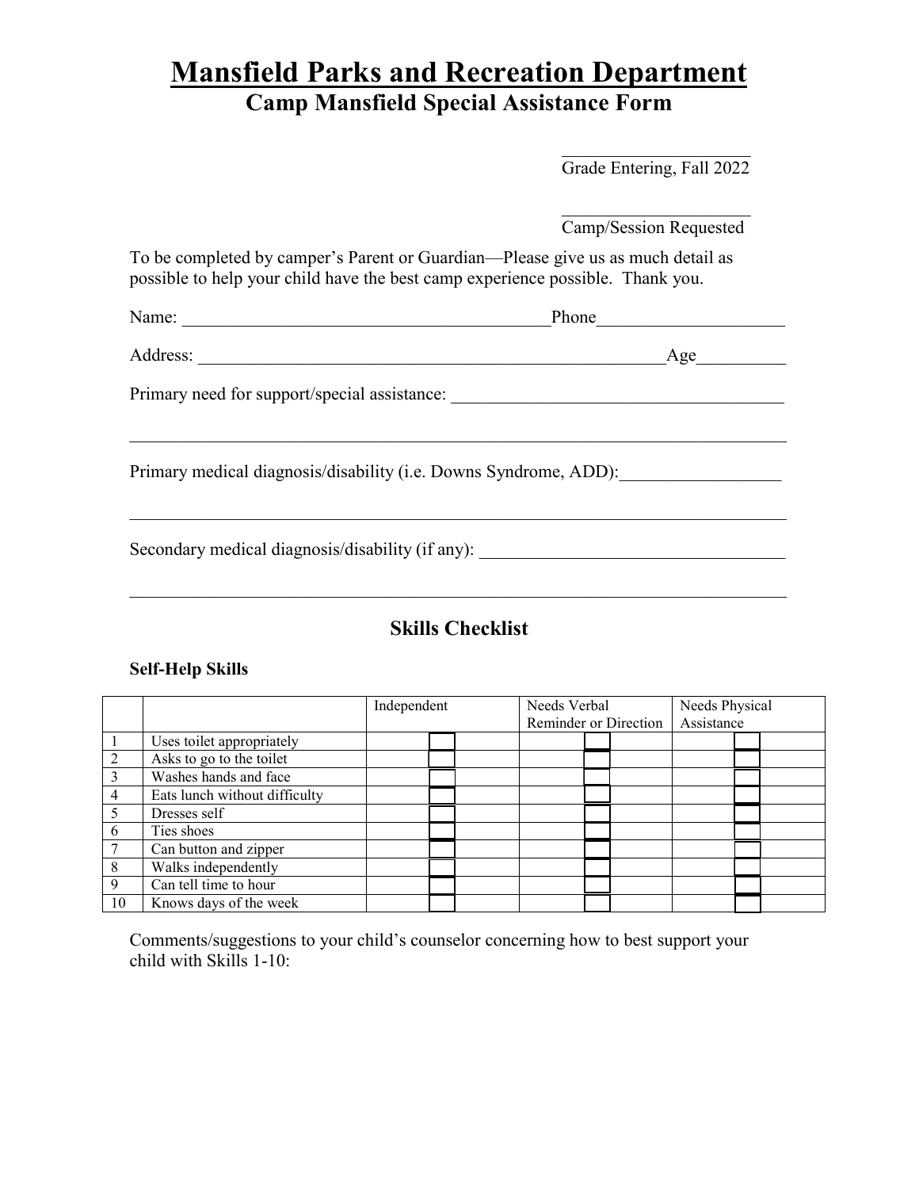# Mansfield Parks and Recreation Department

## Camp Mansfield Special Assistance Form

______________________
Grade Entering, Fall 2022

______________________
Camp/Session Requested

To be completed by camper's Parent or Guardian—Please give us as much detail as possible to help your child have the best camp experience possible. Thank you.

Name: ________________________________________ Phone ____________________

Address: ____________________________________________________ Age __________

Primary need for support/special assistance: ____________________________________

_________________________________________________________________________

Primary medical diagnosis/disability (i.e. Downs Syndrome, ADD): __________________

_________________________________________________________________________

Secondary medical diagnosis/disability (if any): __________________________________

_________________________________________________________________________

### Skills Checklist

**Self-Help Skills**

| | | Independent | Needs Verbal Reminder or Direction | Needs Physical Assistance |
|---|---|---|---|---|
| 1 | Uses toilet appropriately | ☐ | ☐ | ☐ |
| 2 | Asks to go to the toilet | ☐ | ☐ | ☐ |
| 3 | Washes hands and face | ☐ | ☐ | ☐ |
| 4 | Eats lunch without difficulty | ☐ | ☐ | ☐ |
| 5 | Dresses self | ☐ | ☐ | ☐ |
| 6 | Ties shoes | ☐ | ☐ | ☐ |
| 7 | Can button and zipper | ☐ | ☐ | ☐ |
| 8 | Walks independently | ☐ | ☐ | ☐ |
| 9 | Can tell time to hour | ☐ | ☐ | ☐ |
| 10 | Knows days of the week | ☐ | ☐ | ☐ |

Comments/suggestions to your child's counselor concerning how to best support your child with Skills 1-10: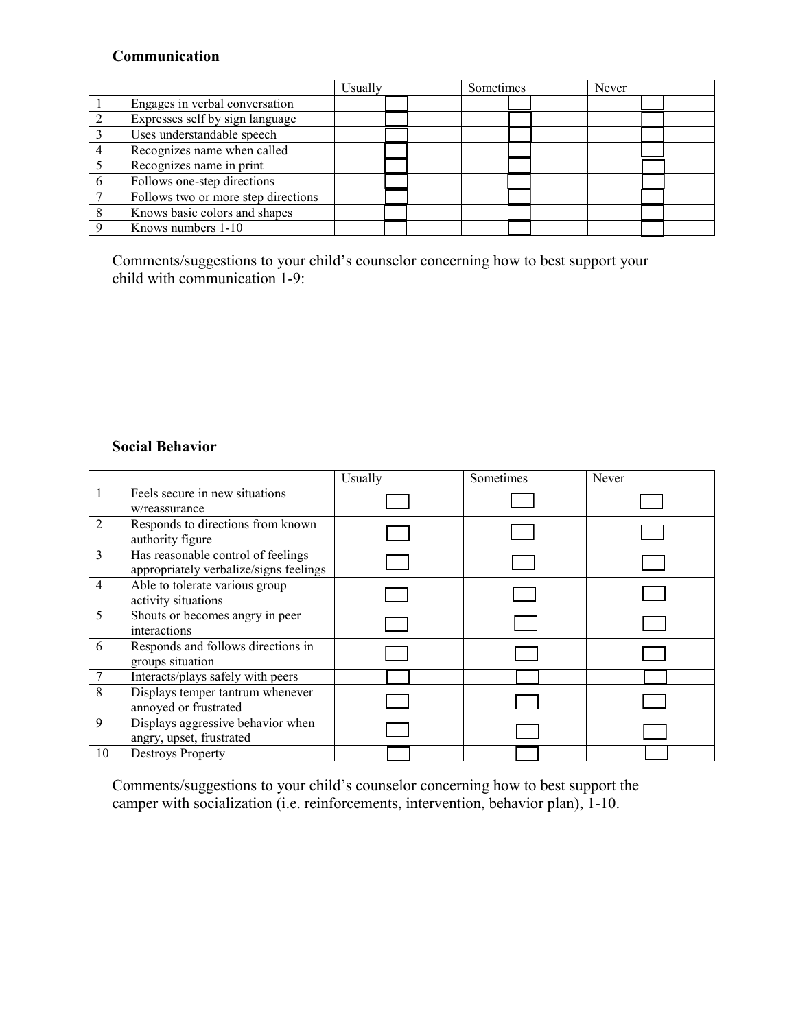### Communication

| | | Usually | Sometimes | Never |
|---|---|---|---|---|
| 1 | Engages in verbal conversation | ☐ | ☐ | ☐ |
| 2 | Expresses self by sign language | ☐ | ☐ | ☐ |
| 3 | Uses understandable speech | ☐ | ☐ | ☐ |
| 4 | Recognizes name when called | ☐ | ☐ | ☐ |
| 5 | Recognizes name in print | ☐ | ☐ | ☐ |
| 6 | Follows one-step directions | ☐ | ☐ | ☐ |
| 7 | Follows two or more step directions | ☐ | ☐ | ☐ |
| 8 | Knows basic colors and shapes | ☐ | ☐ | ☐ |
| 9 | Knows numbers 1-10 | ☐ | ☐ | ☐ |

Comments/suggestions to your child's counselor concerning how to best support your child with communication 1-9:

### Social Behavior

| | | Usually | Sometimes | Never |
|---|---|---|---|---|
| 1 | Feels secure in new situations w/reassurance | ☐ | ☐ | ☐ |
| 2 | Responds to directions from known authority figure | ☐ | ☐ | ☐ |
| 3 | Has reasonable control of feelings—appropriately verbalize/signs feelings | ☐ | ☐ | ☐ |
| 4 | Able to tolerate various group activity situations | ☐ | ☐ | ☐ |
| 5 | Shouts or becomes angry in peer interactions | ☐ | ☐ | ☐ |
| 6 | Responds and follows directions in groups situation | ☐ | ☐ | ☐ |
| 7 | Interacts/plays safely with peers | ☐ | ☐ | ☐ |
| 8 | Displays temper tantrum whenever annoyed or frustrated | ☐ | ☐ | ☐ |
| 9 | Displays aggressive behavior when angry, upset, frustrated | ☐ | ☐ | ☐ |
| 10 | Destroys Property | ☐ | ☐ | ☐ |

Comments/suggestions to your child's counselor concerning how to best support the camper with socialization (i.e. reinforcements, intervention, behavior plan), 1-10.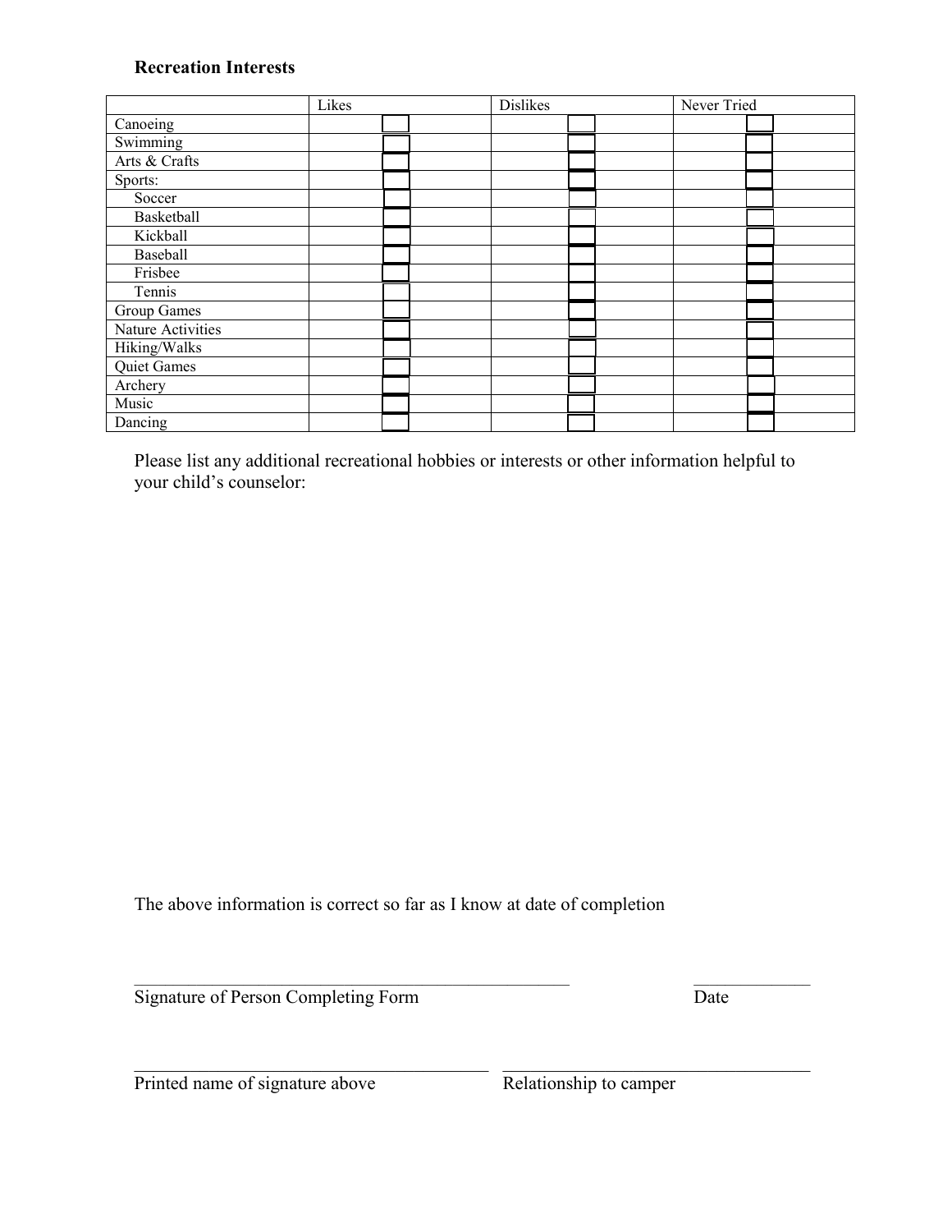**Recreation Interests**

| | Likes | Dislikes | Never Tried |
|---|---|---|---|
| Canoeing | ☐ | ☐ | ☐ |
| Swimming | ☐ | ☐ | ☐ |
| Arts & Crafts | ☐ | ☐ | ☐ |
| Sports: | ☐ | ☐ | ☐ |
| Soccer | ☐ | ☐ | ☐ |
| Basketball | ☐ | ☐ | ☐ |
| Kickball | ☐ | ☐ | ☐ |
| Baseball | ☐ | ☐ | ☐ |
| Frisbee | ☐ | ☐ | ☐ |
| Tennis | ☐ | ☐ | ☐ |
| Group Games | ☐ | ☐ | ☐ |
| Nature Activities | ☐ | ☐ | ☐ |
| Hiking/Walks | ☐ | ☐ | ☐ |
| Quiet Games | ☐ | ☐ | ☐ |
| Archery | ☐ | ☐ | ☐ |
| Music | ☐ | ☐ | ☐ |
| Dancing | ☐ | ☐ | ☐ |

Please list any additional recreational hobbies or interests or other information helpful to your child's counselor:

The above information is correct so far as I know at date of completion

_________________________________________________ _____________

Signature of Person Completing Form Date

________________________________________ ___________________________________

Printed name of signature above Relationship to camper